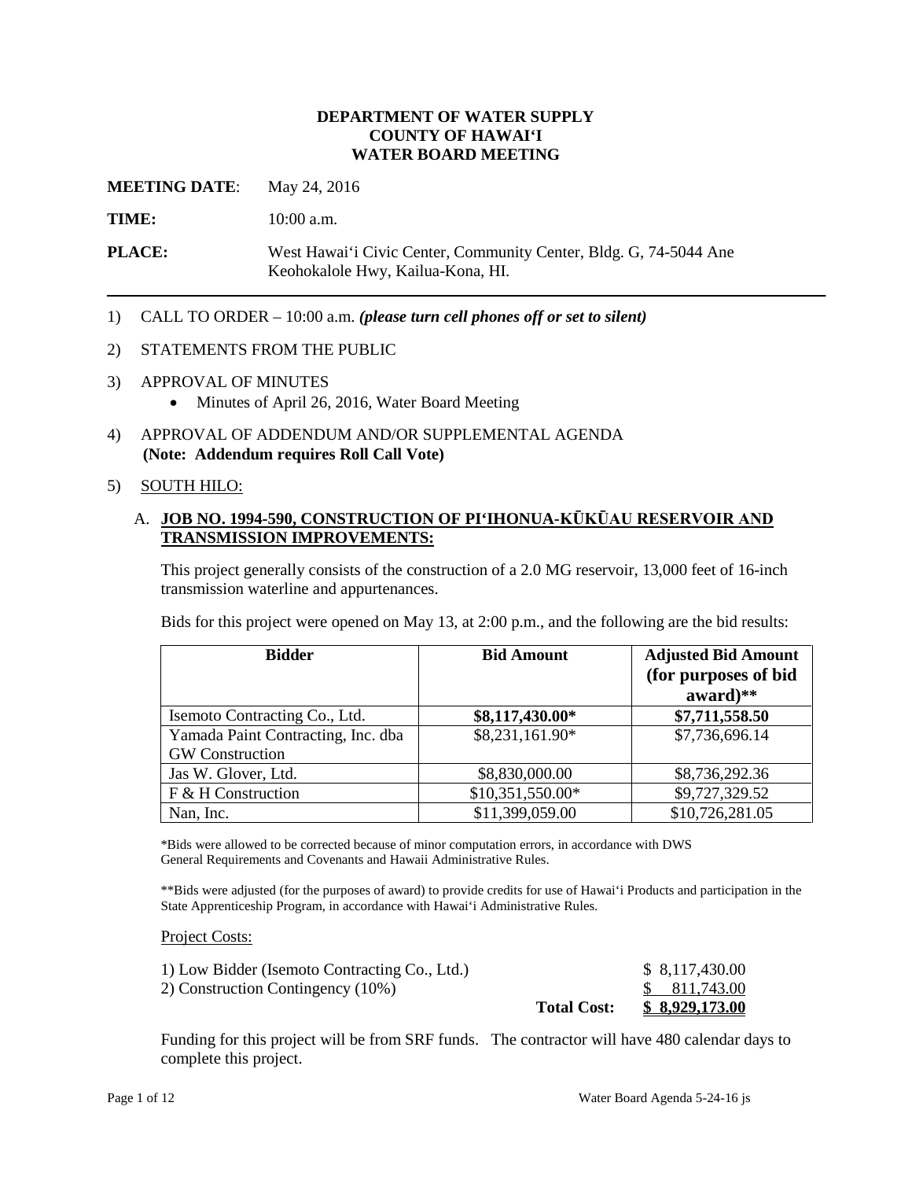**DEPARTMENT OF WATER SUPPLY**
**COUNTY OF HAWAIʻI**
**WATER BOARD MEETING**

**MEETING DATE**: May 24, 2016

**TIME:** 10:00 a.m.

**PLACE:** West Hawaiʻi Civic Center, Community Center, Bldg. G, 74-5044 Ane Keohokalole Hwy, Kailua-Kona, HI.

---

1) CALL TO ORDER – 10:00 a.m. ***(please turn cell phones off or set to silent)***

2) STATEMENTS FROM THE PUBLIC

3) APPROVAL OF MINUTES
   - Minutes of April 26, 2016, Water Board Meeting

4) APPROVAL OF ADDENDUM AND/OR SUPPLEMENTAL AGENDA
   **(Note: Addendum requires Roll Call Vote)**

5) SOUTH HILO:

   A. **JOB NO. 1994-590, CONSTRUCTION OF PIʻIHONUA-KŪKŪAU RESERVOIR AND TRANSMISSION IMPROVEMENTS:**

   This project generally consists of the construction of a 2.0 MG reservoir, 13,000 feet of 16-inch transmission waterline and appurtenances.

   Bids for this project were opened on May 13, at 2:00 p.m., and the following are the bid results:

| Bidder | Bid Amount | Adjusted Bid Amount (for purposes of bid award)** |
|---|---|---|
| Isemoto Contracting Co., Ltd. | **$8,117,430.00*** | **$7,711,558.50** |
| Yamada Paint Contracting, Inc. dba GW Construction | $8,231,161.90* | $7,736,696.14 |
| Jas W. Glover, Ltd. | $8,830,000.00 | $8,736,292.36 |
| F & H Construction | $10,351,550.00* | $9,727,329.52 |
| Nan, Inc. | $11,399,059.00 | $10,726,281.05 |

   *Bids were allowed to be corrected because of minor computation errors, in accordance with DWS General Requirements and Covenants and Hawaii Administrative Rules.

   **Bids were adjusted (for the purposes of award) to provide credits for use of Hawaiʻi Products and participation in the State Apprenticeship Program, in accordance with Hawaiʻi Administrative Rules.

   Project Costs:

| | | |
|---|---|---|
| 1) Low Bidder (Isemoto Contracting Co., Ltd.) | | $ 8,117,430.00 |
| 2) Construction Contingency (10%) | | $ 811,743.00 |
| | **Total Cost:** | **$ 8,929,173.00** |

   Funding for this project will be from SRF funds. The contractor will have 480 calendar days to complete this project.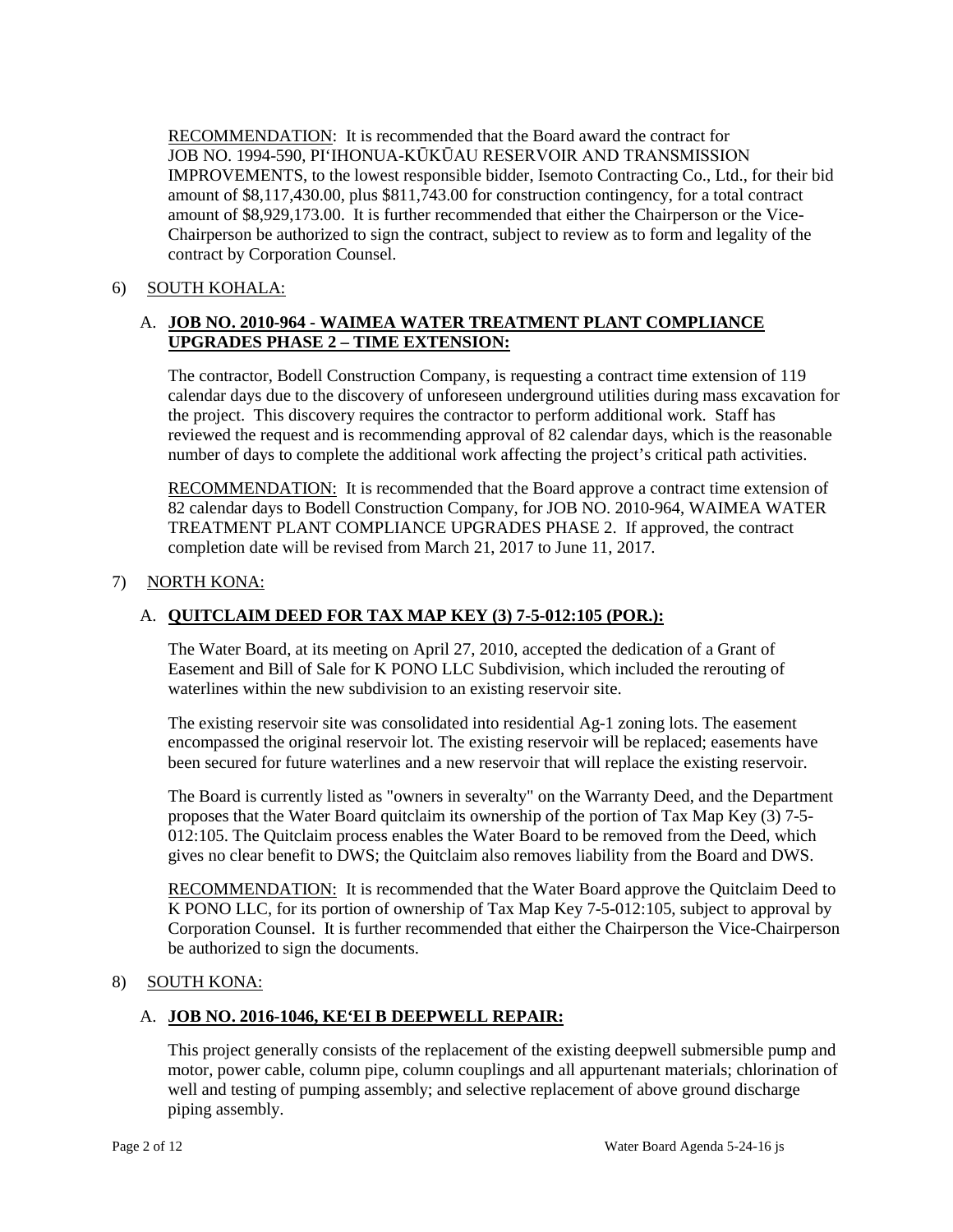RECOMMENDATION: It is recommended that the Board award the contract for JOB NO. 1994-590, PI'IHONUA-KŪKŪAU RESERVOIR AND TRANSMISSION IMPROVEMENTS, to the lowest responsible bidder, Isemoto Contracting Co., Ltd., for their bid amount of $8,117,430.00, plus $811,743.00 for construction contingency, for a total contract amount of $8,929,173.00. It is further recommended that either the Chairperson or the Vice-Chairperson be authorized to sign the contract, subject to review as to form and legality of the contract by Corporation Counsel.

6) SOUTH KOHALA:

A. **JOB NO. 2010-964 - WAIMEA WATER TREATMENT PLANT COMPLIANCE UPGRADES PHASE 2 – TIME EXTENSION:**

The contractor, Bodell Construction Company, is requesting a contract time extension of 119 calendar days due to the discovery of unforeseen underground utilities during mass excavation for the project. This discovery requires the contractor to perform additional work. Staff has reviewed the request and is recommending approval of 82 calendar days, which is the reasonable number of days to complete the additional work affecting the project's critical path activities.

RECOMMENDATION: It is recommended that the Board approve a contract time extension of 82 calendar days to Bodell Construction Company, for JOB NO. 2010-964, WAIMEA WATER TREATMENT PLANT COMPLIANCE UPGRADES PHASE 2. If approved, the contract completion date will be revised from March 21, 2017 to June 11, 2017.

7) NORTH KONA:

A. **QUITCLAIM DEED FOR TAX MAP KEY (3) 7-5-012:105 (POR.):**

The Water Board, at its meeting on April 27, 2010, accepted the dedication of a Grant of Easement and Bill of Sale for K PONO LLC Subdivision, which included the rerouting of waterlines within the new subdivision to an existing reservoir site.

The existing reservoir site was consolidated into residential Ag-1 zoning lots. The easement encompassed the original reservoir lot. The existing reservoir will be replaced; easements have been secured for future waterlines and a new reservoir that will replace the existing reservoir.

The Board is currently listed as "owners in severalty" on the Warranty Deed, and the Department proposes that the Water Board quitclaim its ownership of the portion of Tax Map Key (3) 7-5-012:105. The Quitclaim process enables the Water Board to be removed from the Deed, which gives no clear benefit to DWS; the Quitclaim also removes liability from the Board and DWS.

RECOMMENDATION: It is recommended that the Water Board approve the Quitclaim Deed to K PONO LLC, for its portion of ownership of Tax Map Key 7-5-012:105, subject to approval by Corporation Counsel. It is further recommended that either the Chairperson the Vice-Chairperson be authorized to sign the documents.

8) SOUTH KONA:

A. **JOB NO. 2016-1046, KE'EI B DEEPWELL REPAIR:**

This project generally consists of the replacement of the existing deepwell submersible pump and motor, power cable, column pipe, column couplings and all appurtenant materials; chlorination of well and testing of pumping assembly; and selective replacement of above ground discharge piping assembly.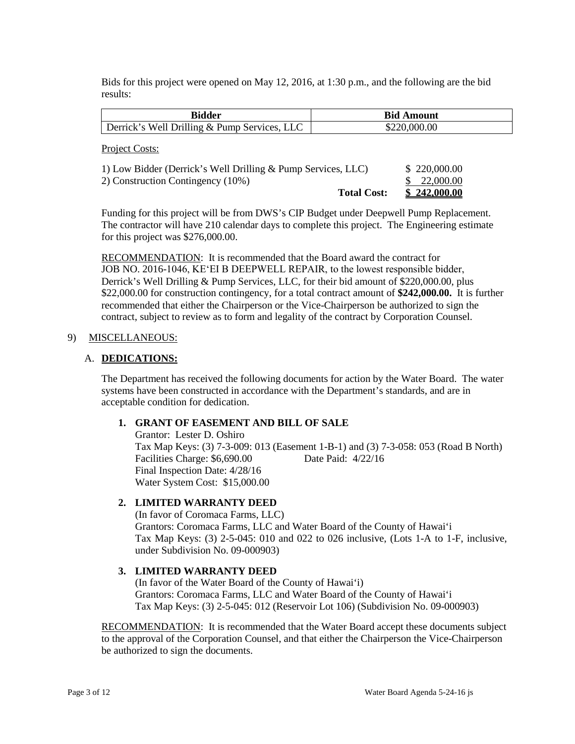Bids for this project were opened on May 12, 2016, at 1:30 p.m., and the following are the bid results:

| Bidder | Bid Amount |
|---|---|
| Derrick's Well Drilling & Pump Services, LLC | $220,000.00 |

Project Costs:

| | |
|---|---|
| 1) Low Bidder (Derrick's Well Drilling & Pump Services, LLC) | $ 220,000.00 |
| 2) Construction Contingency (10%) | $ 22,000.00 |
| **Total Cost:** | **$ 242,000.00** |

Funding for this project will be from DWS's CIP Budget under Deepwell Pump Replacement. The contractor will have 210 calendar days to complete this project. The Engineering estimate for this project was $276,000.00.

RECOMMENDATION: It is recommended that the Board award the contract for JOB NO. 2016-1046, KE'EI B DEEPWELL REPAIR, to the lowest responsible bidder, Derrick's Well Drilling & Pump Services, LLC, for their bid amount of $220,000.00, plus $22,000.00 for construction contingency, for a total contract amount of **$242,000.00.** It is further recommended that either the Chairperson or the Vice-Chairperson be authorized to sign the contract, subject to review as to form and legality of the contract by Corporation Counsel.

9) MISCELLANEOUS:

A. **DEDICATIONS:**

The Department has received the following documents for action by the Water Board. The water systems have been constructed in accordance with the Department's standards, and are in acceptable condition for dedication.

1. **GRANT OF EASEMENT AND BILL OF SALE**
   Grantor: Lester D. Oshiro
   Tax Map Keys: (3) 7-3-009: 013 (Easement 1-B-1) and (3) 7-3-058: 053 (Road B North)
   Facilities Charge: $6,690.00 Date Paid: 4/22/16
   Final Inspection Date: 4/28/16
   Water System Cost: $15,000.00

2. **LIMITED WARRANTY DEED**
   (In favor of Coromaca Farms, LLC)
   Grantors: Coromaca Farms, LLC and Water Board of the County of Hawai'i
   Tax Map Keys: (3) 2-5-045: 010 and 022 to 026 inclusive, (Lots 1-A to 1-F, inclusive, under Subdivision No. 09-000903)

3. **LIMITED WARRANTY DEED**
   (In favor of the Water Board of the County of Hawai'i)
   Grantors: Coromaca Farms, LLC and Water Board of the County of Hawai'i
   Tax Map Keys: (3) 2-5-045: 012 (Reservoir Lot 106) (Subdivision No. 09-000903)

RECOMMENDATION: It is recommended that the Water Board accept these documents subject to the approval of the Corporation Counsel, and that either the Chairperson the Vice-Chairperson be authorized to sign the documents.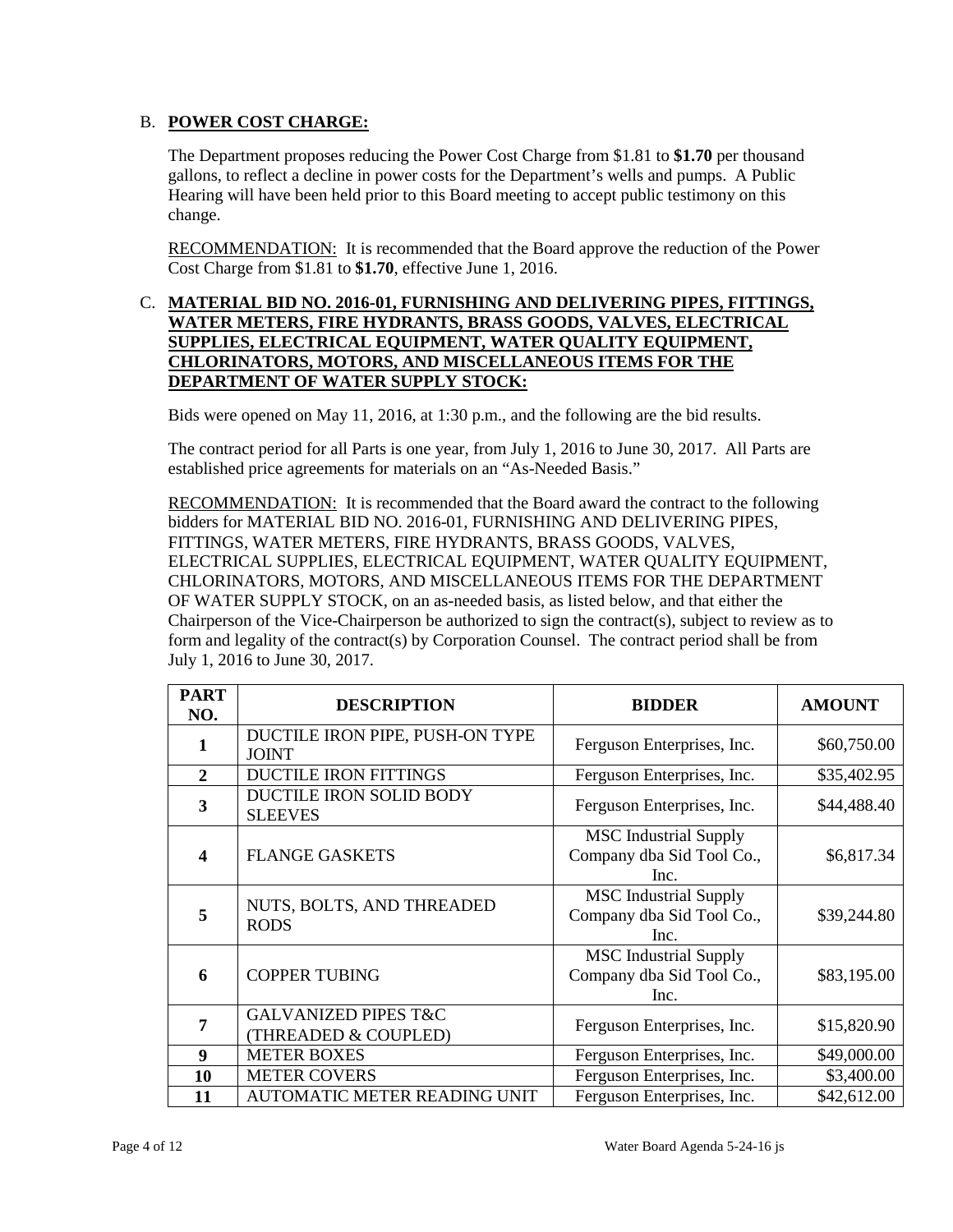B. **POWER COST CHARGE:**

The Department proposes reducing the Power Cost Charge from $1.81 to **$1.70** per thousand gallons, to reflect a decline in power costs for the Department's wells and pumps. A Public Hearing will have been held prior to this Board meeting to accept public testimony on this change.

RECOMMENDATION: It is recommended that the Board approve the reduction of the Power Cost Charge from $1.81 to **$1.70**, effective June 1, 2016.

C. **MATERIAL BID NO. 2016-01, FURNISHING AND DELIVERING PIPES, FITTINGS, WATER METERS, FIRE HYDRANTS, BRASS GOODS, VALVES, ELECTRICAL SUPPLIES, ELECTRICAL EQUIPMENT, WATER QUALITY EQUIPMENT, CHLORINATORS, MOTORS, AND MISCELLANEOUS ITEMS FOR THE DEPARTMENT OF WATER SUPPLY STOCK:**

Bids were opened on May 11, 2016, at 1:30 p.m., and the following are the bid results.

The contract period for all Parts is one year, from July 1, 2016 to June 30, 2017. All Parts are established price agreements for materials on an "As-Needed Basis."

RECOMMENDATION: It is recommended that the Board award the contract to the following bidders for MATERIAL BID NO. 2016-01, FURNISHING AND DELIVERING PIPES, FITTINGS, WATER METERS, FIRE HYDRANTS, BRASS GOODS, VALVES, ELECTRICAL SUPPLIES, ELECTRICAL EQUIPMENT, WATER QUALITY EQUIPMENT, CHLORINATORS, MOTORS, AND MISCELLANEOUS ITEMS FOR THE DEPARTMENT OF WATER SUPPLY STOCK, on an as-needed basis, as listed below, and that either the Chairperson of the Vice-Chairperson be authorized to sign the contract(s), subject to review as to form and legality of the contract(s) by Corporation Counsel. The contract period shall be from July 1, 2016 to June 30, 2017.

| PART NO. | DESCRIPTION | BIDDER | AMOUNT |
|---|---|---|---|
| **1** | DUCTILE IRON PIPE, PUSH-ON TYPE JOINT | Ferguson Enterprises, Inc. | $60,750.00 |
| **2** | DUCTILE IRON FITTINGS | Ferguson Enterprises, Inc. | $35,402.95 |
| **3** | DUCTILE IRON SOLID BODY SLEEVES | Ferguson Enterprises, Inc. | $44,488.40 |
| **4** | FLANGE GASKETS | MSC Industrial Supply Company dba Sid Tool Co., Inc. | $6,817.34 |
| **5** | NUTS, BOLTS, AND THREADED RODS | MSC Industrial Supply Company dba Sid Tool Co., Inc. | $39,244.80 |
| **6** | COPPER TUBING | MSC Industrial Supply Company dba Sid Tool Co., Inc. | $83,195.00 |
| **7** | GALVANIZED PIPES T&C (THREADED & COUPLED) | Ferguson Enterprises, Inc. | $15,820.90 |
| **9** | METER BOXES | Ferguson Enterprises, Inc. | $49,000.00 |
| **10** | METER COVERS | Ferguson Enterprises, Inc. | $3,400.00 |
| **11** | AUTOMATIC METER READING UNIT | Ferguson Enterprises, Inc. | $42,612.00 |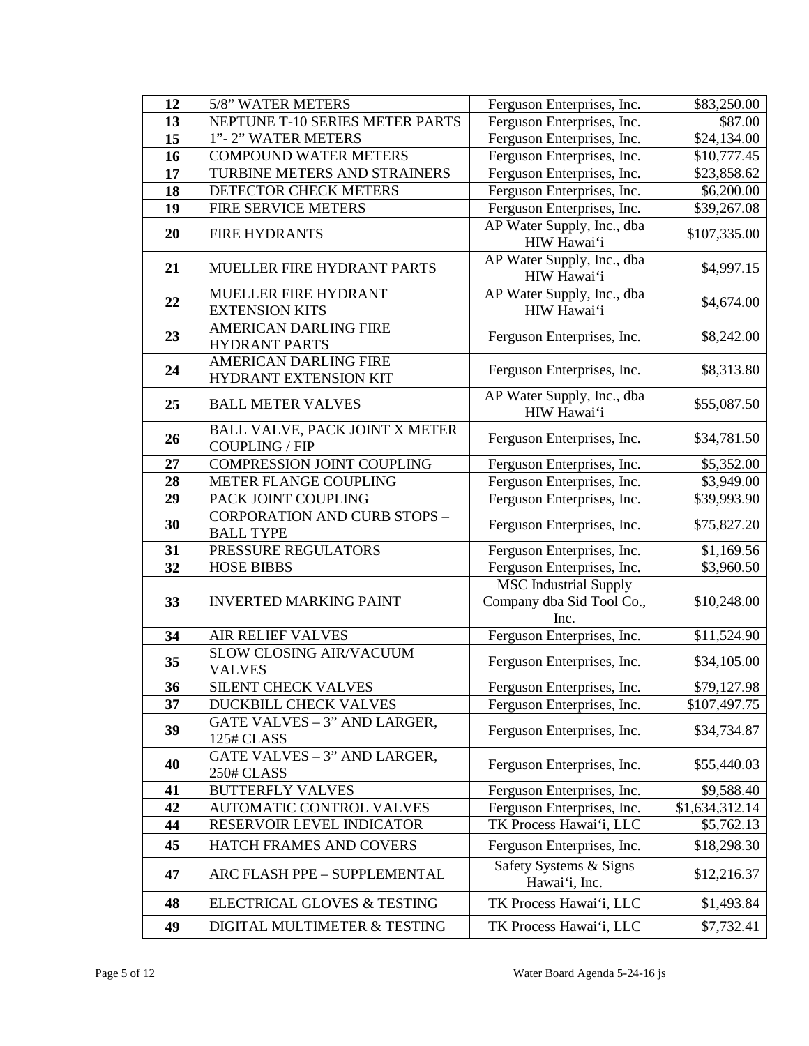| | | | |
|---|---|---|---|
| 12 | 5/8" WATER METERS | Ferguson Enterprises, Inc. | $83,250.00 |
| 13 | NEPTUNE T-10 SERIES METER PARTS | Ferguson Enterprises, Inc. | $87.00 |
| 15 | 1"- 2" WATER METERS | Ferguson Enterprises, Inc. | $24,134.00 |
| 16 | COMPOUND WATER METERS | Ferguson Enterprises, Inc. | $10,777.45 |
| 17 | TURBINE METERS AND STRAINERS | Ferguson Enterprises, Inc. | $23,858.62 |
| 18 | DETECTOR CHECK METERS | Ferguson Enterprises, Inc. | $6,200.00 |
| 19 | FIRE SERVICE METERS | Ferguson Enterprises, Inc. | $39,267.08 |
| 20 | FIRE HYDRANTS | AP Water Supply, Inc., dba HIW Hawai'i | $107,335.00 |
| 21 | MUELLER FIRE HYDRANT PARTS | AP Water Supply, Inc., dba HIW Hawai'i | $4,997.15 |
| 22 | MUELLER FIRE HYDRANT EXTENSION KITS | AP Water Supply, Inc., dba HIW Hawai'i | $4,674.00 |
| 23 | AMERICAN DARLING FIRE HYDRANT PARTS | Ferguson Enterprises, Inc. | $8,242.00 |
| 24 | AMERICAN DARLING FIRE HYDRANT EXTENSION KIT | Ferguson Enterprises, Inc. | $8,313.80 |
| 25 | BALL METER VALVES | AP Water Supply, Inc., dba HIW Hawai'i | $55,087.50 |
| 26 | BALL VALVE, PACK JOINT X METER COUPLING / FIP | Ferguson Enterprises, Inc. | $34,781.50 |
| 27 | COMPRESSION JOINT COUPLING | Ferguson Enterprises, Inc. | $5,352.00 |
| 28 | METER FLANGE COUPLING | Ferguson Enterprises, Inc. | $3,949.00 |
| 29 | PACK JOINT COUPLING | Ferguson Enterprises, Inc. | $39,993.90 |
| 30 | CORPORATION AND CURB STOPS – BALL TYPE | Ferguson Enterprises, Inc. | $75,827.20 |
| 31 | PRESSURE REGULATORS | Ferguson Enterprises, Inc. | $1,169.56 |
| 32 | HOSE BIBBS | Ferguson Enterprises, Inc. | $3,960.50 |
| 33 | INVERTED MARKING PAINT | MSC Industrial Supply Company dba Sid Tool Co., Inc. | $10,248.00 |
| 34 | AIR RELIEF VALVES | Ferguson Enterprises, Inc. | $11,524.90 |
| 35 | SLOW CLOSING AIR/VACUUM VALVES | Ferguson Enterprises, Inc. | $34,105.00 |
| 36 | SILENT CHECK VALVES | Ferguson Enterprises, Inc. | $79,127.98 |
| 37 | DUCKBILL CHECK VALVES | Ferguson Enterprises, Inc. | $107,497.75 |
| 39 | GATE VALVES – 3" AND LARGER, 125# CLASS | Ferguson Enterprises, Inc. | $34,734.87 |
| 40 | GATE VALVES – 3" AND LARGER, 250# CLASS | Ferguson Enterprises, Inc. | $55,440.03 |
| 41 | BUTTERFLY VALVES | Ferguson Enterprises, Inc. | $9,588.40 |
| 42 | AUTOMATIC CONTROL VALVES | Ferguson Enterprises, Inc. | $1,634,312.14 |
| 44 | RESERVOIR LEVEL INDICATOR | TK Process Hawai'i, LLC | $5,762.13 |
| 45 | HATCH FRAMES AND COVERS | Ferguson Enterprises, Inc. | $18,298.30 |
| 47 | ARC FLASH PPE – SUPPLEMENTAL | Safety Systems & Signs Hawai'i, Inc. | $12,216.37 |
| 48 | ELECTRICAL GLOVES & TESTING | TK Process Hawai'i, LLC | $1,493.84 |
| 49 | DIGITAL MULTIMETER & TESTING | TK Process Hawai'i, LLC | $7,732.41 |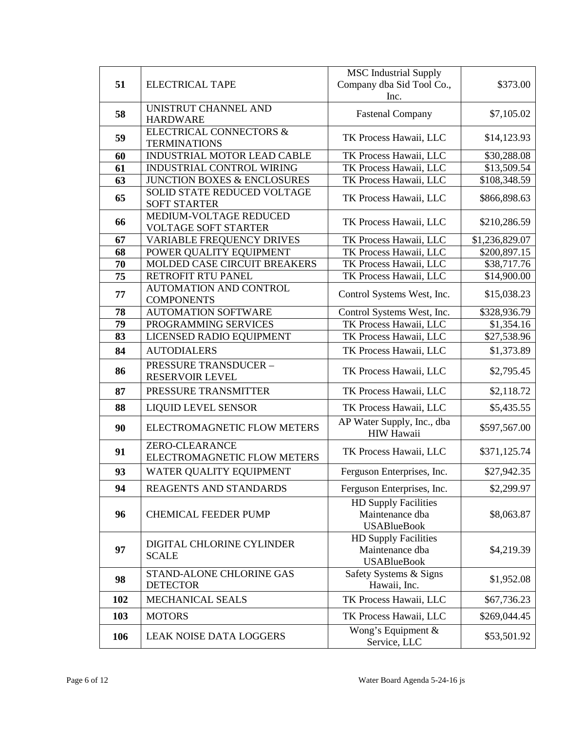| | | | |
|---|---|---|---|
| **51** | ELECTRICAL TAPE | MSC Industrial Supply Company dba Sid Tool Co., Inc. | $373.00 |
| **58** | UNISTRUT CHANNEL AND HARDWARE | Fastenal Company | $7,105.02 |
| **59** | ELECTRICAL CONNECTORS & TERMINATIONS | TK Process Hawaii, LLC | $14,123.93 |
| **60** | INDUSTRIAL MOTOR LEAD CABLE | TK Process Hawaii, LLC | $30,288.08 |
| **61** | INDUSTRIAL CONTROL WIRING | TK Process Hawaii, LLC | $13,509.54 |
| **63** | JUNCTION BOXES & ENCLOSURES | TK Process Hawaii, LLC | $108,348.59 |
| **65** | SOLID STATE REDUCED VOLTAGE SOFT STARTER | TK Process Hawaii, LLC | $866,898.63 |
| **66** | MEDIUM-VOLTAGE REDUCED VOLTAGE SOFT STARTER | TK Process Hawaii, LLC | $210,286.59 |
| **67** | VARIABLE FREQUENCY DRIVES | TK Process Hawaii, LLC | $1,236,829.07 |
| **68** | POWER QUALITY EQUIPMENT | TK Process Hawaii, LLC | $200,897.15 |
| **70** | MOLDED CASE CIRCUIT BREAKERS | TK Process Hawaii, LLC | $38,717.76 |
| **75** | RETROFIT RTU PANEL | TK Process Hawaii, LLC | $14,900.00 |
| **77** | AUTOMATION AND CONTROL COMPONENTS | Control Systems West, Inc. | $15,038.23 |
| **78** | AUTOMATION SOFTWARE | Control Systems West, Inc. | $328,936.79 |
| **79** | PROGRAMMING SERVICES | TK Process Hawaii, LLC | $1,354.16 |
| **83** | LICENSED RADIO EQUIPMENT | TK Process Hawaii, LLC | $27,538.96 |
| **84** | AUTODIALERS | TK Process Hawaii, LLC | $1,373.89 |
| **86** | PRESSURE TRANSDUCER – RESERVOIR LEVEL | TK Process Hawaii, LLC | $2,795.45 |
| **87** | PRESSURE TRANSMITTER | TK Process Hawaii, LLC | $2,118.72 |
| **88** | LIQUID LEVEL SENSOR | TK Process Hawaii, LLC | $5,435.55 |
| **90** | ELECTROMAGNETIC FLOW METERS | AP Water Supply, Inc., dba HIW Hawaii | $597,567.00 |
| **91** | ZERO-CLEARANCE ELECTROMAGNETIC FLOW METERS | TK Process Hawaii, LLC | $371,125.74 |
| **93** | WATER QUALITY EQUIPMENT | Ferguson Enterprises, Inc. | $27,942.35 |
| **94** | REAGENTS AND STANDARDS | Ferguson Enterprises, Inc. | $2,299.97 |
| **96** | CHEMICAL FEEDER PUMP | HD Supply Facilities Maintenance dba USABlueBook | $8,063.87 |
| **97** | DIGITAL CHLORINE CYLINDER SCALE | HD Supply Facilities Maintenance dba USABlueBook | $4,219.39 |
| **98** | STAND-ALONE CHLORINE GAS DETECTOR | Safety Systems & Signs Hawaii, Inc. | $1,952.08 |
| **102** | MECHANICAL SEALS | TK Process Hawaii, LLC | $67,736.23 |
| **103** | MOTORS | TK Process Hawaii, LLC | $269,044.45 |
| **106** | LEAK NOISE DATA LOGGERS | Wong's Equipment & Service, LLC | $53,501.92 |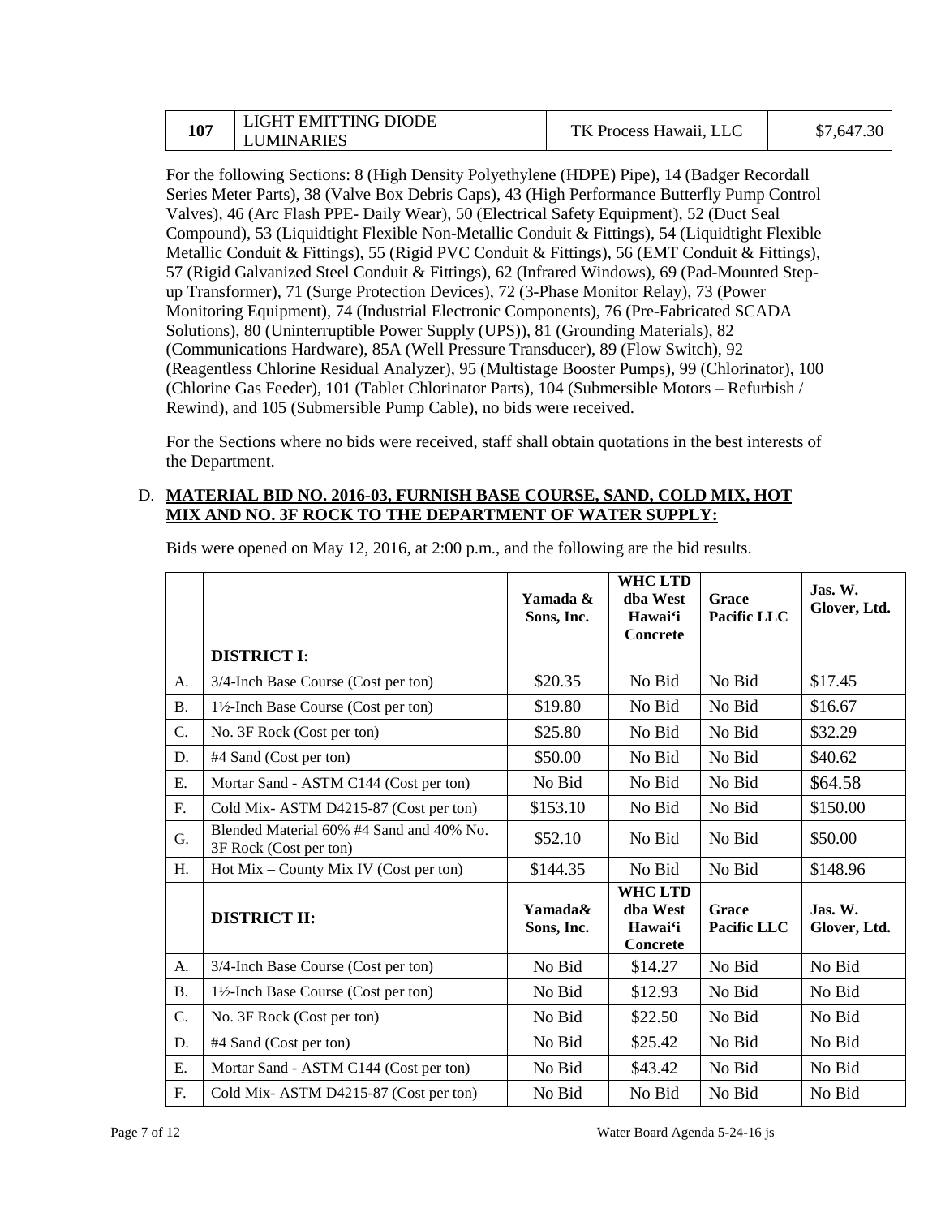| 107 | LIGHT EMITTING DIODE LUMINARIES | TK Process Hawaii, LLC | $7,647.30 |
|---|---|---|---|

For the following Sections: 8 (High Density Polyethylene (HDPE) Pipe), 14 (Badger Recordall Series Meter Parts), 38 (Valve Box Debris Caps), 43 (High Performance Butterfly Pump Control Valves), 46 (Arc Flash PPE- Daily Wear), 50 (Electrical Safety Equipment), 52 (Duct Seal Compound), 53 (Liquidtight Flexible Non-Metallic Conduit & Fittings), 54 (Liquidtight Flexible Metallic Conduit & Fittings), 55 (Rigid PVC Conduit & Fittings), 56 (EMT Conduit & Fittings), 57 (Rigid Galvanized Steel Conduit & Fittings), 62 (Infrared Windows), 69 (Pad-Mounted Step-up Transformer), 71 (Surge Protection Devices), 72 (3-Phase Monitor Relay), 73 (Power Monitoring Equipment), 74 (Industrial Electronic Components), 76 (Pre-Fabricated SCADA Solutions), 80 (Uninterruptible Power Supply (UPS)), 81 (Grounding Materials), 82 (Communications Hardware), 85A (Well Pressure Transducer), 89 (Flow Switch), 92 (Reagentless Chlorine Residual Analyzer), 95 (Multistage Booster Pumps), 99 (Chlorinator), 100 (Chlorine Gas Feeder), 101 (Tablet Chlorinator Parts), 104 (Submersible Motors – Refurbish / Rewind), and 105 (Submersible Pump Cable), no bids were received.

For the Sections where no bids were received, staff shall obtain quotations in the best interests of the Department.

D. **MATERIAL BID NO. 2016-03, FURNISH BASE COURSE, SAND, COLD MIX, HOT MIX AND NO. 3F ROCK TO THE DEPARTMENT OF WATER SUPPLY:**

Bids were opened on May 12, 2016, at 2:00 p.m., and the following are the bid results.

| | | Yamada & Sons, Inc. | WHC LTD dba West Hawai'i Concrete | Grace Pacific LLC | Jas. W. Glover, Ltd. |
|---|---|---|---|---|---|
| | **DISTRICT I:** | | | | |
| A. | 3/4-Inch Base Course (Cost per ton) | $20.35 | No Bid | No Bid | $17.45 |
| B. | 1½-Inch Base Course (Cost per ton) | $19.80 | No Bid | No Bid | $16.67 |
| C. | No. 3F Rock (Cost per ton) | $25.80 | No Bid | No Bid | $32.29 |
| D. | #4 Sand (Cost per ton) | $50.00 | No Bid | No Bid | $40.62 |
| E. | Mortar Sand - ASTM C144 (Cost per ton) | No Bid | No Bid | No Bid | $64.58 |
| F. | Cold Mix- ASTM D4215-87 (Cost per ton) | $153.10 | No Bid | No Bid | $150.00 |
| G. | Blended Material 60% #4 Sand and 40% No. 3F Rock (Cost per ton) | $52.10 | No Bid | No Bid | $50.00 |
| H. | Hot Mix – County Mix IV (Cost per ton) | $144.35 | No Bid | No Bid | $148.96 |
| | **DISTRICT II:** | **Yamada& Sons, Inc.** | **WHC LTD dba West Hawai'i Concrete** | **Grace Pacific LLC** | **Jas. W. Glover, Ltd.** |
| A. | 3/4-Inch Base Course (Cost per ton) | No Bid | $14.27 | No Bid | No Bid |
| B. | 1½-Inch Base Course (Cost per ton) | No Bid | $12.93 | No Bid | No Bid |
| C. | No. 3F Rock (Cost per ton) | No Bid | $22.50 | No Bid | No Bid |
| D. | #4 Sand (Cost per ton) | No Bid | $25.42 | No Bid | No Bid |
| E. | Mortar Sand - ASTM C144 (Cost per ton) | No Bid | $43.42 | No Bid | No Bid |
| F. | Cold Mix- ASTM D4215-87 (Cost per ton) | No Bid | No Bid | No Bid | No Bid |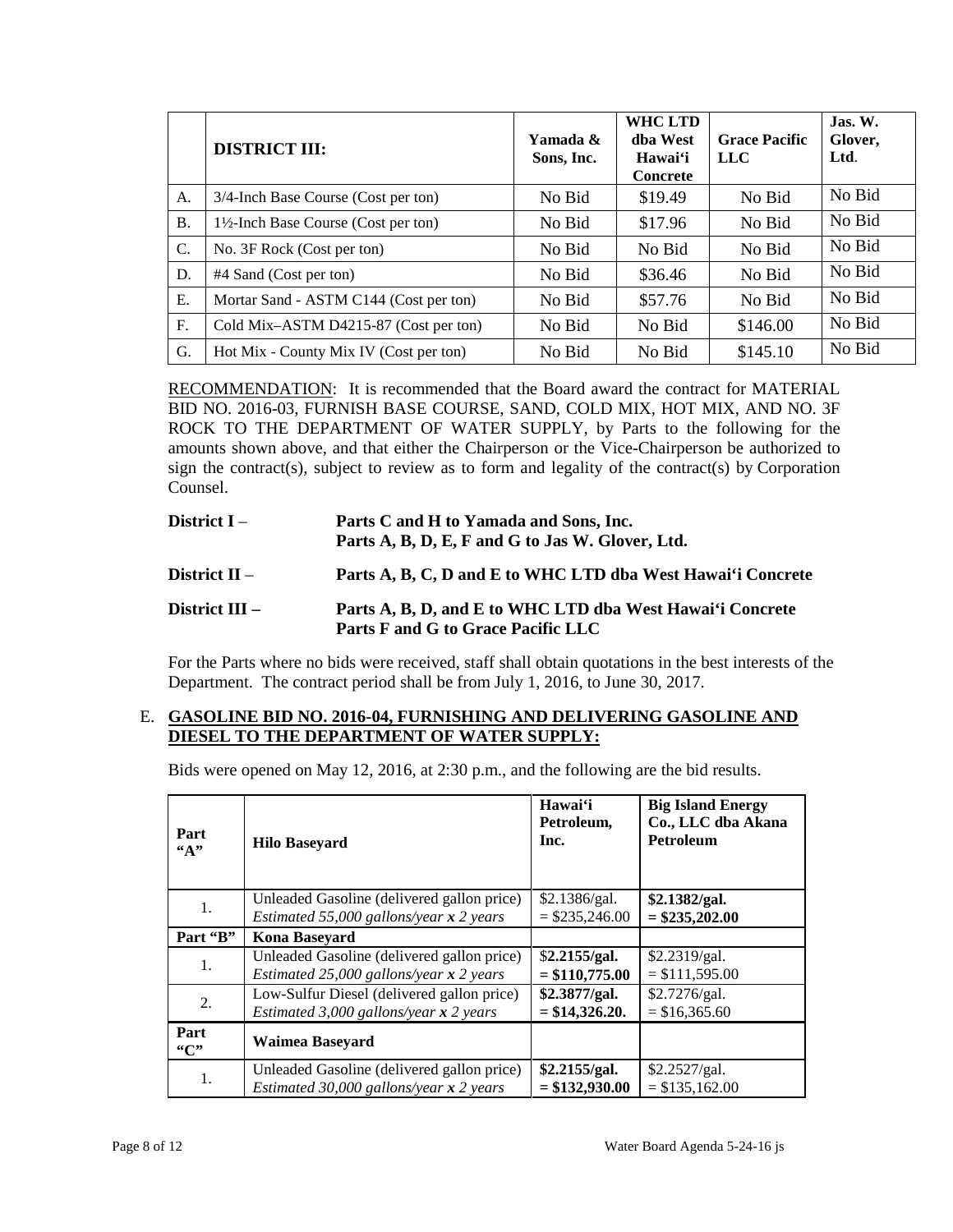| | **DISTRICT III:** | **Yamada & Sons, Inc.** | **WHC LTD dba West Hawai'i Concrete** | **Grace Pacific LLC** | **Jas. W. Glover, Ltd.** |
|---|---|---|---|---|---|
| A. | 3/4-Inch Base Course (Cost per ton) | No Bid | $19.49 | No Bid | No Bid |
| B. | 1½-Inch Base Course (Cost per ton) | No Bid | $17.96 | No Bid | No Bid |
| C. | No. 3F Rock (Cost per ton) | No Bid | No Bid | No Bid | No Bid |
| D. | #4 Sand (Cost per ton) | No Bid | $36.46 | No Bid | No Bid |
| E. | Mortar Sand - ASTM C144 (Cost per ton) | No Bid | $57.76 | No Bid | No Bid |
| F. | Cold Mix–ASTM D4215-87 (Cost per ton) | No Bid | No Bid | $146.00 | No Bid |
| G. | Hot Mix - County Mix IV (Cost per ton) | No Bid | No Bid | $145.10 | No Bid |

RECOMMENDATION: It is recommended that the Board award the contract for MATERIAL BID NO. 2016-03, FURNISH BASE COURSE, SAND, COLD MIX, HOT MIX, AND NO. 3F ROCK TO THE DEPARTMENT OF WATER SUPPLY, by Parts to the following for the amounts shown above, and that either the Chairperson or the Vice-Chairperson be authorized to sign the contract(s), subject to review as to form and legality of the contract(s) by Corporation Counsel.

**District I** – **Parts C and H to Yamada and Sons, Inc.**
**Parts A, B, D, E, F and G to Jas W. Glover, Ltd.**

**District II** – **Parts A, B, C, D and E to WHC LTD dba West Hawai'i Concrete**

**District III –** **Parts A, B, D, and E to WHC LTD dba West Hawai'i Concrete**
**Parts F and G to Grace Pacific LLC**

For the Parts where no bids were received, staff shall obtain quotations in the best interests of the Department. The contract period shall be from July 1, 2016, to June 30, 2017.

E. **GASOLINE BID NO. 2016-04, FURNISHING AND DELIVERING GASOLINE AND DIESEL TO THE DEPARTMENT OF WATER SUPPLY:**

Bids were opened on May 12, 2016, at 2:30 p.m., and the following are the bid results.

| **Part "A"** | **Hilo Baseyard** | **Hawai'i Petroleum, Inc.** | **Big Island Energy Co., LLC dba Akana Petroleum** |
|---|---|---|---|
| 1. | Unleaded Gasoline (delivered gallon price) *Estimated 55,000 gallons/year x 2 years* | $2.1386/gal. = $235,246.00 | **$2.1382/gal. = $235,202.00** |
| **Part "B"** | **Kona Baseyard** | | |
| 1. | Unleaded Gasoline (delivered gallon price) *Estimated 25,000 gallons/year x 2 years* | **$2.2155/gal. = $110,775.00** | $2.2319/gal. = $111,595.00 |
| 2. | Low-Sulfur Diesel (delivered gallon price) *Estimated 3,000 gallons/year x 2 years* | **$2.3877/gal. = $14,326.20.** | $2.7276/gal. = $16,365.60 |
| **Part "C"** | **Waimea Baseyard** | | |
| 1. | Unleaded Gasoline (delivered gallon price) *Estimated 30,000 gallons/year x 2 years* | **$2.2155/gal. = $132,930.00** | $2.2527/gal. = $135,162.00 |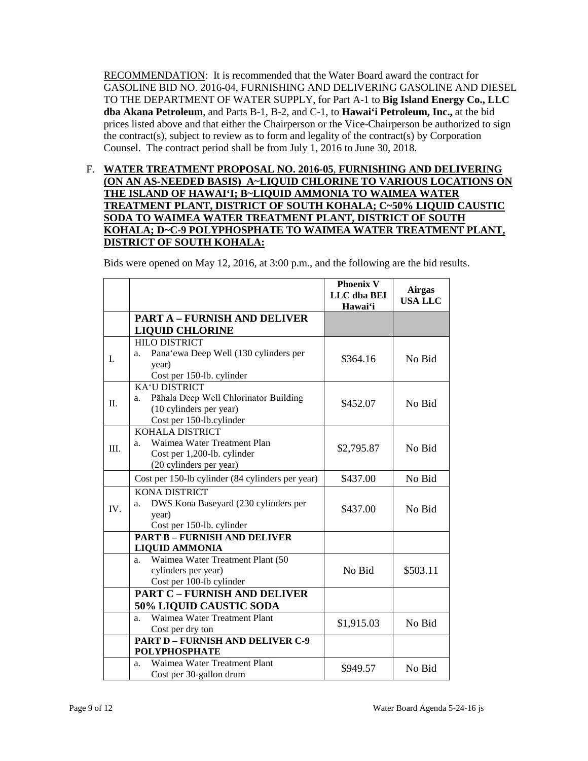RECOMMENDATION: It is recommended that the Water Board award the contract for GASOLINE BID NO. 2016-04, FURNISHING AND DELIVERING GASOLINE AND DIESEL TO THE DEPARTMENT OF WATER SUPPLY, for Part A-1 to **Big Island Energy Co., LLC dba Akana Petroleum**, and Parts B-1, B-2, and C-1, to **Hawaiʻi Petroleum, Inc.,** at the bid prices listed above and that either the Chairperson or the Vice-Chairperson be authorized to sign the contract(s), subject to review as to form and legality of the contract(s) by Corporation Counsel. The contract period shall be from July 1, 2016 to June 30, 2018.

F. **WATER TREATMENT PROPOSAL NO. 2016-05, FURNISHING AND DELIVERING (ON AN AS-NEEDED BASIS) A~LIQUID CHLORINE TO VARIOUS LOCATIONS ON THE ISLAND OF HAWAIʻI; B~LIQUID AMMONIA TO WAIMEA WATER TREATMENT PLANT, DISTRICT OF SOUTH KOHALA; C~50% LIQUID CAUSTIC SODA TO WAIMEA WATER TREATMENT PLANT, DISTRICT OF SOUTH KOHALA; D~C-9 POLYPHOSPHATE TO WAIMEA WATER TREATMENT PLANT, DISTRICT OF SOUTH KOHALA:**

Bids were opened on May 12, 2016, at 3:00 p.m., and the following are the bid results.

| | | Phoenix V LLC dba BEI Hawaiʻi | Airgas USA LLC |
|---|---|---|---|
| | **PART A – FURNISH AND DELIVER LIQUID CHLORINE** | | |
| I. | HILO DISTRICT<br>a. Panaʻewa Deep Well (130 cylinders per year)<br>Cost per 150-lb. cylinder | $364.16 | No Bid |
| II. | KAʻU DISTRICT<br>a. Pāhala Deep Well Chlorinator Building (10 cylinders per year)<br>Cost per 150-lb.cylinder | $452.07 | No Bid |
| III. | KOHALA DISTRICT<br>a. Waimea Water Treatment Plan<br>Cost per 1,200-lb. cylinder<br>(20 cylinders per year) | $2,795.87 | No Bid |
| | Cost per 150-lb cylinder (84 cylinders per year) | $437.00 | No Bid |
| IV. | KONA DISTRICT<br>a. DWS Kona Baseyard (230 cylinders per year)<br>Cost per 150-lb. cylinder | $437.00 | No Bid |
| | **PART B – FURNISH AND DELIVER LIQUID AMMONIA** | | |
| | a. Waimea Water Treatment Plant (50 cylinders per year)<br>Cost per 100-lb cylinder | No Bid | $503.11 |
| | **PART C – FURNISH AND DELIVER 50% LIQUID CAUSTIC SODA** | | |
| | a. Waimea Water Treatment Plant<br>Cost per dry ton | $1,915.03 | No Bid |
| | **PART D – FURNISH AND DELIVER C-9 POLYPHOSPHATE** | | |
| | a. Waimea Water Treatment Plant<br>Cost per 30-gallon drum | $949.57 | No Bid |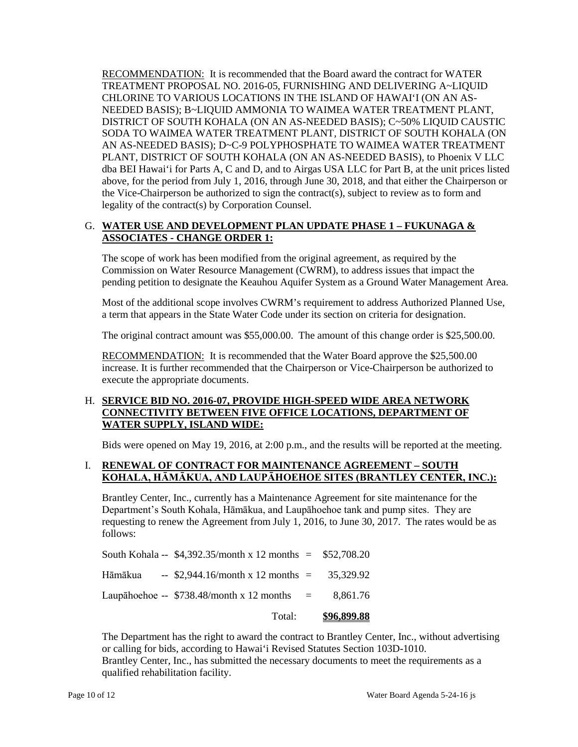RECOMMENDATION: It is recommended that the Board award the contract for WATER TREATMENT PROPOSAL NO. 2016-05, FURNISHING AND DELIVERING A~LIQUID CHLORINE TO VARIOUS LOCATIONS IN THE ISLAND OF HAWAIʻI (ON AN AS-NEEDED BASIS); B~LIQUID AMMONIA TO WAIMEA WATER TREATMENT PLANT, DISTRICT OF SOUTH KOHALA (ON AN AS-NEEDED BASIS); C~50% LIQUID CAUSTIC SODA TO WAIMEA WATER TREATMENT PLANT, DISTRICT OF SOUTH KOHALA (ON AN AS-NEEDED BASIS); D~C-9 POLYPHOSPHATE TO WAIMEA WATER TREATMENT PLANT, DISTRICT OF SOUTH KOHALA (ON AN AS-NEEDED BASIS), to Phoenix V LLC dba BEI Hawaiʻi for Parts A, C and D, and to Airgas USA LLC for Part B, at the unit prices listed above, for the period from July 1, 2016, through June 30, 2018, and that either the Chairperson or the Vice-Chairperson be authorized to sign the contract(s), subject to review as to form and legality of the contract(s) by Corporation Counsel.

G. **WATER USE AND DEVELOPMENT PLAN UPDATE PHASE 1 – FUKUNAGA & ASSOCIATES - CHANGE ORDER 1:**

The scope of work has been modified from the original agreement, as required by the Commission on Water Resource Management (CWRM), to address issues that impact the pending petition to designate the Keauhou Aquifer System as a Ground Water Management Area.

Most of the additional scope involves CWRM's requirement to address Authorized Planned Use, a term that appears in the State Water Code under its section on criteria for designation.

The original contract amount was $55,000.00. The amount of this change order is $25,500.00.

RECOMMENDATION: It is recommended that the Water Board approve the $25,500.00 increase. It is further recommended that the Chairperson or Vice-Chairperson be authorized to execute the appropriate documents.

H. **SERVICE BID NO. 2016-07, PROVIDE HIGH-SPEED WIDE AREA NETWORK CONNECTIVITY BETWEEN FIVE OFFICE LOCATIONS, DEPARTMENT OF WATER SUPPLY, ISLAND WIDE:**

Bids were opened on May 19, 2016, at 2:00 p.m., and the results will be reported at the meeting.

I. **RENEWAL OF CONTRACT FOR MAINTENANCE AGREEMENT – SOUTH KOHALA, HĀMĀKUA, AND LAUPĀHOEHOE SITES (BRANTLEY CENTER, INC.):**

Brantley Center, Inc., currently has a Maintenance Agreement for site maintenance for the Department's South Kohala, Hāmākua, and Laupāhoehoe tank and pump sites. They are requesting to renew the Agreement from July 1, 2016, to June 30, 2017. The rates would be as follows:

| | | | |
|---|---|---|---|
| South Kohala -- | $4,392.35/month x 12 months | = | $52,708.20 |
| Hāmākua -- | $2,944.16/month x 12 months | = | 35,329.92 |
| Laupāhoehoe -- | $738.48/month x 12 months | = | 8,861.76 |
| | Total: | | **$96,899.88** |

The Department has the right to award the contract to Brantley Center, Inc., without advertising or calling for bids, according to Hawaiʻi Revised Statutes Section 103D-1010. Brantley Center, Inc., has submitted the necessary documents to meet the requirements as a qualified rehabilitation facility.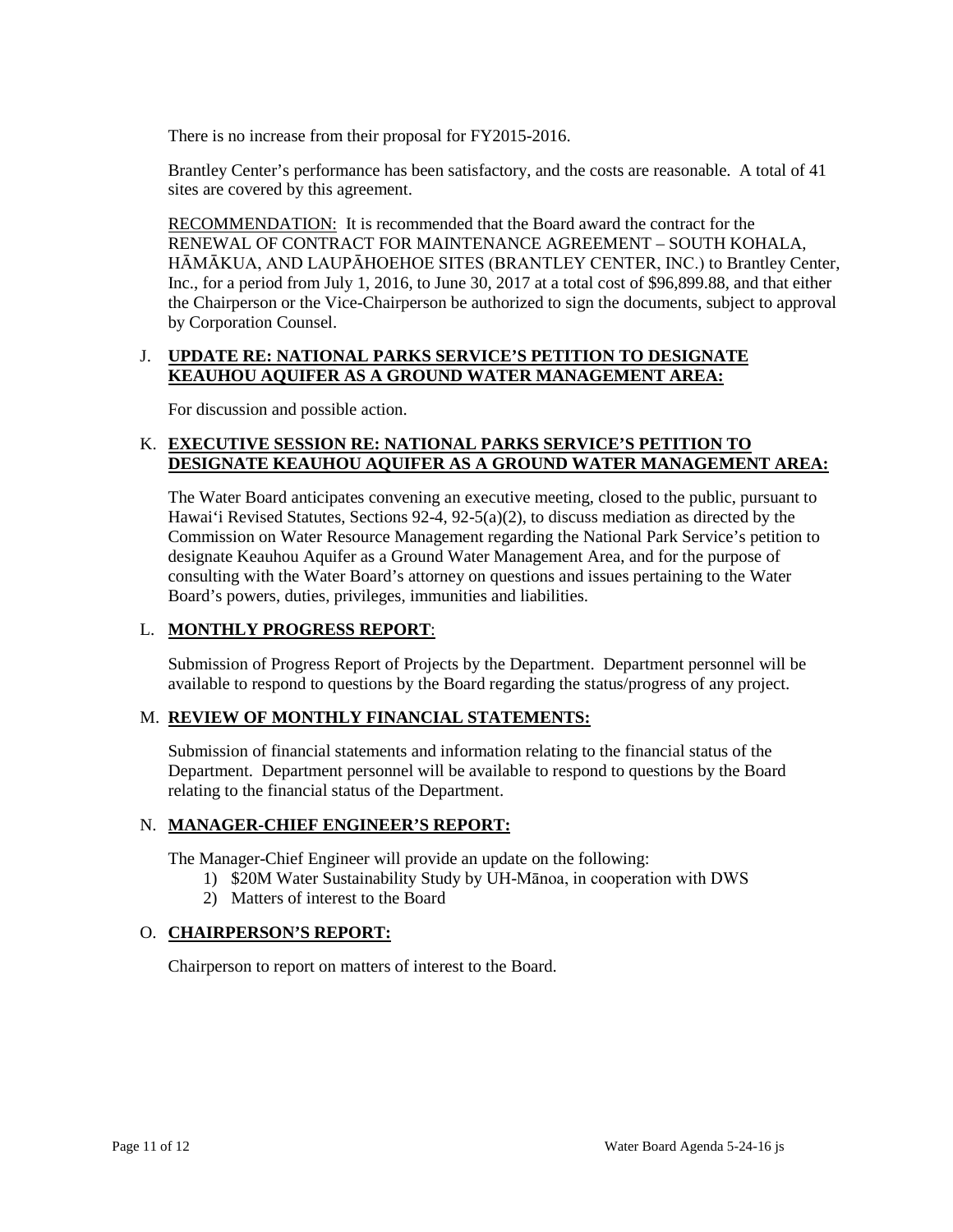There is no increase from their proposal for FY2015-2016.

Brantley Center's performance has been satisfactory, and the costs are reasonable. A total of 41 sites are covered by this agreement.

RECOMMENDATION: It is recommended that the Board award the contract for the RENEWAL OF CONTRACT FOR MAINTENANCE AGREEMENT – SOUTH KOHALA, HĀMĀKUA, AND LAUPĀHOEHOE SITES (BRANTLEY CENTER, INC.) to Brantley Center, Inc., for a period from July 1, 2016, to June 30, 2017 at a total cost of $96,899.88, and that either the Chairperson or the Vice-Chairperson be authorized to sign the documents, subject to approval by Corporation Counsel.

J. **UPDATE RE: NATIONAL PARKS SERVICE'S PETITION TO DESIGNATE KEAUHOU AQUIFER AS A GROUND WATER MANAGEMENT AREA:**

For discussion and possible action.

K. **EXECUTIVE SESSION RE: NATIONAL PARKS SERVICE'S PETITION TO DESIGNATE KEAUHOU AQUIFER AS A GROUND WATER MANAGEMENT AREA:**

The Water Board anticipates convening an executive meeting, closed to the public, pursuant to Hawai'i Revised Statutes, Sections 92-4, 92-5(a)(2), to discuss mediation as directed by the Commission on Water Resource Management regarding the National Park Service's petition to designate Keauhou Aquifer as a Ground Water Management Area, and for the purpose of consulting with the Water Board's attorney on questions and issues pertaining to the Water Board's powers, duties, privileges, immunities and liabilities.

L. **MONTHLY PROGRESS REPORT**:

Submission of Progress Report of Projects by the Department. Department personnel will be available to respond to questions by the Board regarding the status/progress of any project.

M. **REVIEW OF MONTHLY FINANCIAL STATEMENTS:**

Submission of financial statements and information relating to the financial status of the Department. Department personnel will be available to respond to questions by the Board relating to the financial status of the Department.

N. **MANAGER-CHIEF ENGINEER'S REPORT:**

The Manager-Chief Engineer will provide an update on the following:

1) $20M Water Sustainability Study by UH-Mānoa, in cooperation with DWS
2) Matters of interest to the Board

O. **CHAIRPERSON'S REPORT:**

Chairperson to report on matters of interest to the Board.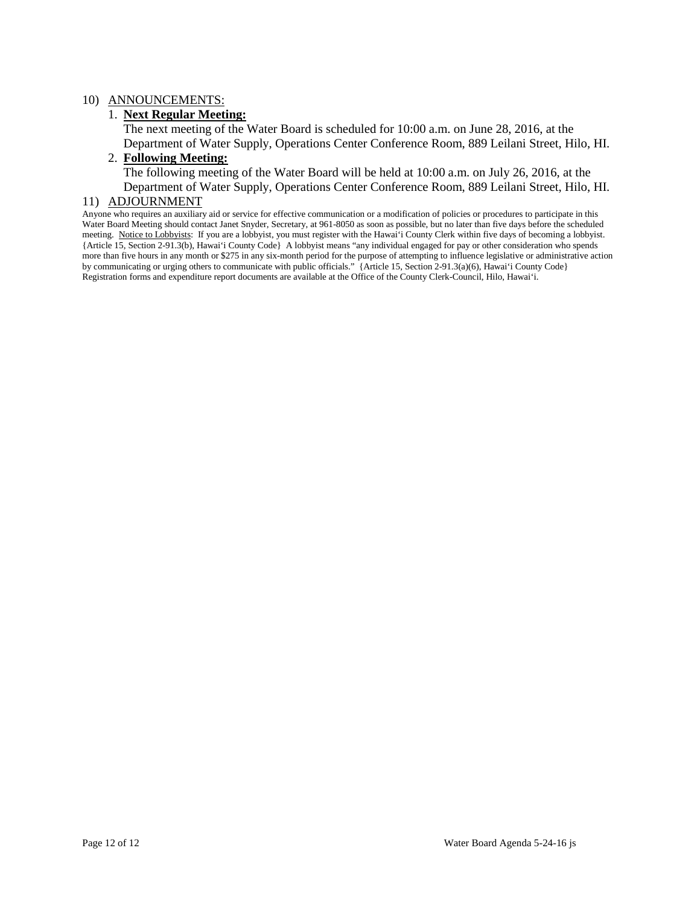10) <u>ANNOUNCEMENTS:</u>

1. **<u>Next Regular Meeting:</u>**

   The next meeting of the Water Board is scheduled for 10:00 a.m. on June 28, 2016, at the Department of Water Supply, Operations Center Conference Room, 889 Leilani Street, Hilo, HI.

2. **<u>Following Meeting:</u>**

   The following meeting of the Water Board will be held at 10:00 a.m. on July 26, 2016, at the Department of Water Supply, Operations Center Conference Room, 889 Leilani Street, Hilo, HI.

11) <u>ADJOURNMENT</u>

Anyone who requires an auxiliary aid or service for effective communication or a modification of policies or procedures to participate in this Water Board Meeting should contact Janet Snyder, Secretary, at 961-8050 as soon as possible, but no later than five days before the scheduled meeting. <u>Notice to Lobbyists</u>: If you are a lobbyist, you must register with the Hawai'i County Clerk within five days of becoming a lobbyist. {Article 15, Section 2-91.3(b), Hawai'i County Code} A lobbyist means "any individual engaged for pay or other consideration who spends more than five hours in any month or $275 in any six-month period for the purpose of attempting to influence legislative or administrative action by communicating or urging others to communicate with public officials." {Article 15, Section 2-91.3(a)(6), Hawai'i County Code} Registration forms and expenditure report documents are available at the Office of the County Clerk-Council, Hilo, Hawai'i.